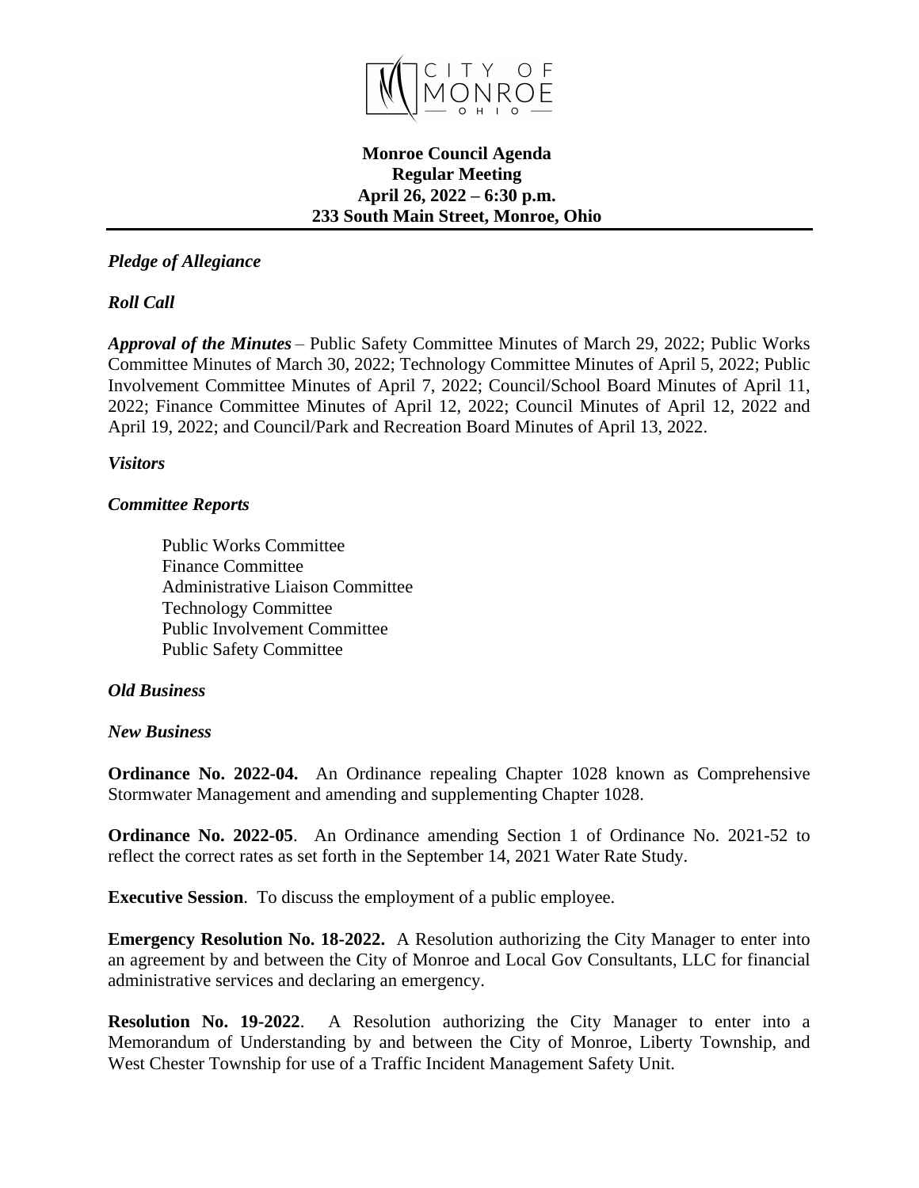CITY OF MONROE OHIO

# Monroe Council Agenda
## Regular Meeting
### April 26, 2022 – 6:30 p.m.
### 233 South Main Street, Monroe, Ohio

***Pledge of Allegiance***

***Roll Call***

***Approval of the Minutes*** – Public Safety Committee Minutes of March 29, 2022; Public Works Committee Minutes of March 30, 2022; Technology Committee Minutes of April 5, 2022; Public Involvement Committee Minutes of April 7, 2022; Council/School Board Minutes of April 11, 2022; Finance Committee Minutes of April 12, 2022; Council Minutes of April 12, 2022 and April 19, 2022; and Council/Park and Recreation Board Minutes of April 13, 2022.

***Visitors***

***Committee Reports***

Public Works Committee
Finance Committee
Administrative Liaison Committee
Technology Committee
Public Involvement Committee
Public Safety Committee

***Old Business***

***New Business***

**Ordinance No. 2022-04.** An Ordinance repealing Chapter 1028 known as Comprehensive Stormwater Management and amending and supplementing Chapter 1028.

**Ordinance No. 2022-05**. An Ordinance amending Section 1 of Ordinance No. 2021-52 to reflect the correct rates as set forth in the September 14, 2021 Water Rate Study.

**Executive Session**. To discuss the employment of a public employee.

**Emergency Resolution No. 18-2022.** A Resolution authorizing the City Manager to enter into an agreement by and between the City of Monroe and Local Gov Consultants, LLC for financial administrative services and declaring an emergency.

**Resolution No. 19-2022**. A Resolution authorizing the City Manager to enter into a Memorandum of Understanding by and between the City of Monroe, Liberty Township, and West Chester Township for use of a Traffic Incident Management Safety Unit.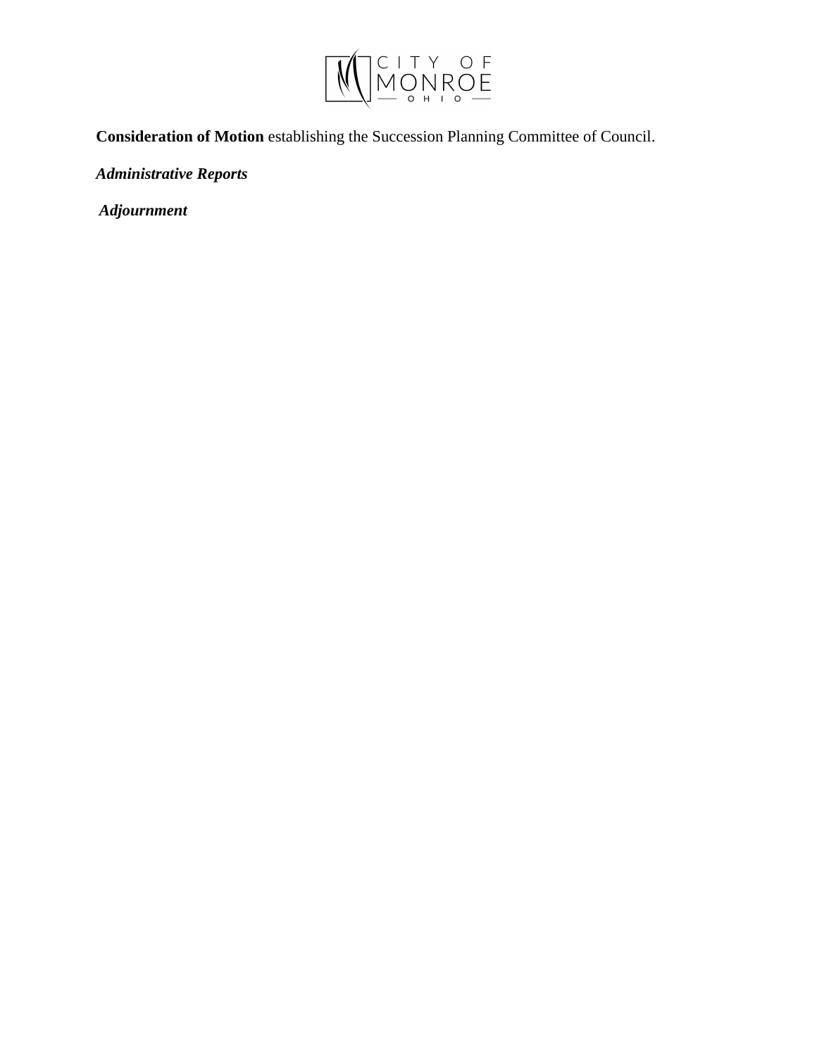**Consideration of Motion** establishing the Succession Planning Committee of Council.

***Administrative Reports***

***Adjournment***